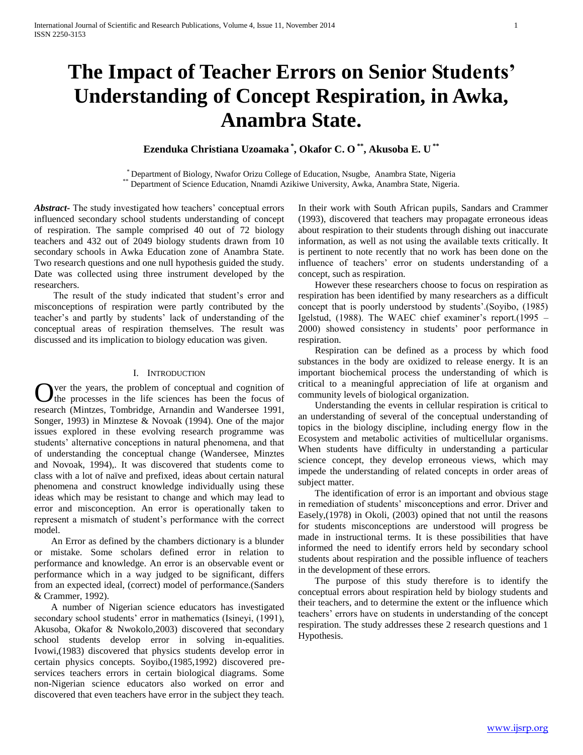# The Impact of Teacher Errors on Senior Students' Understanding of Concept Respiration, in Awka, Anambra State.

**Ezenduka Christiana Uzoamaka [*], Okafor C. O [**], Akusoba E. U [**]**

[*] Department of Biology, Nwafor Orizu College of Education, Nsugbe, Anambra State, Nigeria
[**] Department of Science Education, Nnamdi Azikiwe University, Awka, Anambra State, Nigeria.

***Abstract*-** The study investigated how teachers' conceptual errors influenced secondary school students understanding of concept of respiration. The sample comprised 40 out of 72 biology teachers and 432 out of 2049 biology students drawn from 10 secondary schools in Awka Education zone of Anambra State. Two research questions and one null hypothesis guided the study. Date was collected using three instrument developed by the researchers.

The result of the study indicated that student's error and misconceptions of respiration were partly contributed by the teacher's and partly by students' lack of understanding of the conceptual areas of respiration themselves. The result was discussed and its implication to biology education was given.

## I. Introduction

Over the years, the problem of conceptual and cognition of the processes in the life sciences has been the focus of research (Mintzes, Tombridge, Arnandin and Wandersee 1991, Songer, 1993) in Minztese & Novoak (1994). One of the major issues explored in these evolving research programme was students' alternative conceptions in natural phenomena, and that of understanding the conceptual change (Wandersee, Minztes and Novoak, 1994),. It was discovered that students come to class with a lot of naïve and prefixed, ideas about certain natural phenomena and construct knowledge individually using these ideas which may be resistant to change and which may lead to error and misconception. An error is operationally taken to represent a mismatch of student's performance with the correct model.

An Error as defined by the chambers dictionary is a blunder or mistake. Some scholars defined error in relation to performance and knowledge. An error is an observable event or performance which in a way judged to be significant, differs from an expected ideal, (correct) model of performance.(Sanders & Crammer, 1992).

A number of Nigerian science educators has investigated secondary school students' error in mathematics (Isineyi, (1991), Akusoba, Okafor & Nwokolo,2003) discovered that secondary school students develop error in solving in-equalities. Ivowi,(1983) discovered that physics students develop error in certain physics concepts. Soyibo,(1985,1992) discovered pre-services teachers errors in certain biological diagrams. Some non-Nigerian science educators also worked on error and discovered that even teachers have error in the subject they teach. In their work with South African pupils, Sandars and Crammer (1993), discovered that teachers may propagate erroneous ideas about respiration to their students through dishing out inaccurate information, as well as not using the available texts critically. It is pertinent to note recently that no work has been done on the influence of teachers' error on students understanding of a concept, such as respiration.

However these researchers choose to focus on respiration as respiration has been identified by many researchers as a difficult concept that is poorly understood by students'.(Soyibo, (1985) Igelstud, (1988). The WAEC chief examiner's report.(1995 – 2000) showed consistency in students' poor performance in respiration.

Respiration can be defined as a process by which food substances in the body are oxidized to release energy. It is an important biochemical process the understanding of which is critical to a meaningful appreciation of life at organism and community levels of biological organization.

Understanding the events in cellular respiration is critical to an understanding of several of the conceptual understanding of topics in the biology discipline, including energy flow in the Ecosystem and metabolic activities of multicellular organisms. When students have difficulty in understanding a particular science concept, they develop erroneous views, which may impede the understanding of related concepts in order areas of subject matter.

The identification of error is an important and obvious stage in remediation of students' misconceptions and error. Driver and Easely,(1978) in Okoli, (2003) opined that not until the reasons for students misconceptions are understood will progress be made in instructional terms. It is these possibilities that have informed the need to identify errors held by secondary school students about respiration and the possible influence of teachers in the development of these errors.

The purpose of this study therefore is to identify the conceptual errors about respiration held by biology students and their teachers, and to determine the extent or the influence which teachers' errors have on students in understanding of the concept respiration. The study addresses these 2 research questions and 1 Hypothesis.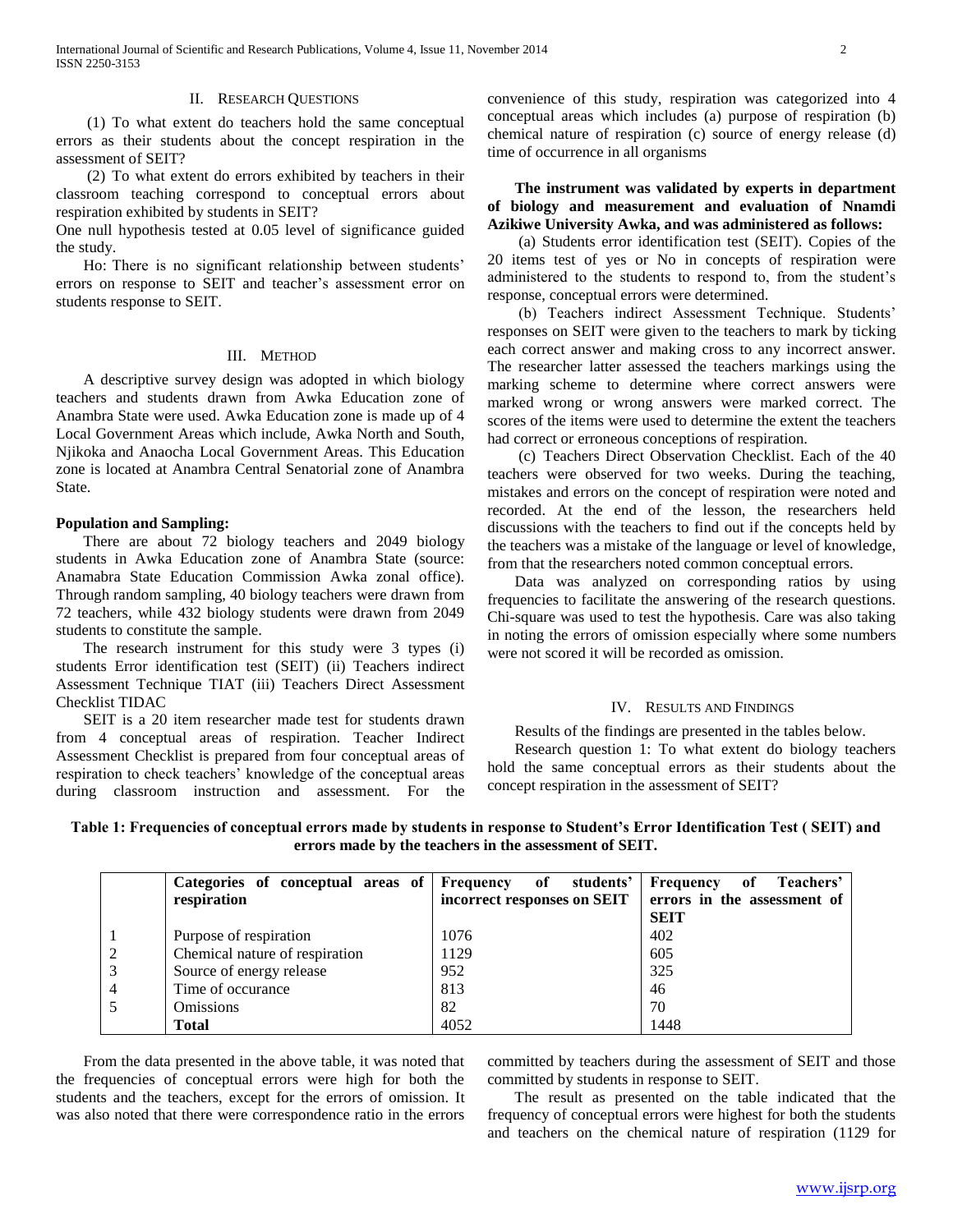## II. Research Questions

(1) To what extent do teachers hold the same conceptual errors as their students about the concept respiration in the assessment of SEIT?

(2) To what extent do errors exhibited by teachers in their classroom teaching correspond to conceptual errors about respiration exhibited by students in SEIT?

One null hypothesis tested at 0.05 level of significance guided the study.

Ho: There is no significant relationship between students' errors on response to SEIT and teacher's assessment error on students response to SEIT.

## III. Method

A descriptive survey design was adopted in which biology teachers and students drawn from Awka Education zone of Anambra State were used. Awka Education zone is made up of 4 Local Government Areas which include, Awka North and South, Njikoka and Anaocha Local Government Areas. This Education zone is located at Anambra Central Senatorial zone of Anambra State.

**Population and Sampling:**

There are about 72 biology teachers and 2049 biology students in Awka Education zone of Anambra State (source: Anamabra State Education Commission Awka zonal office). Through random sampling, 40 biology teachers were drawn from 72 teachers, while 432 biology students were drawn from 2049 students to constitute the sample.

The research instrument for this study were 3 types (i) students Error identification test (SEIT) (ii) Teachers indirect Assessment Technique TIAT (iii) Teachers Direct Assessment Checklist TIDAC

SEIT is a 20 item researcher made test for students drawn from 4 conceptual areas of respiration. Teacher Indirect Assessment Checklist is prepared from four conceptual areas of respiration to check teachers' knowledge of the conceptual areas during classroom instruction and assessment. For the convenience of this study, respiration was categorized into 4 conceptual areas which includes (a) purpose of respiration (b) chemical nature of respiration (c) source of energy release (d) time of occurrence in all organisms

**The instrument was validated by experts in department of biology and measurement and evaluation of Nnamdi Azikiwe University Awka, and was administered as follows:**

(a) Students error identification test (SEIT). Copies of the 20 items test of yes or No in concepts of respiration were administered to the students to respond to, from the student's response, conceptual errors were determined.

(b) Teachers indirect Assessment Technique. Students' responses on SEIT were given to the teachers to mark by ticking each correct answer and making cross to any incorrect answer. The researcher latter assessed the teachers markings using the marking scheme to determine where correct answers were marked wrong or wrong answers were marked correct. The scores of the items were used to determine the extent the teachers had correct or erroneous conceptions of respiration.

(c) Teachers Direct Observation Checklist. Each of the 40 teachers were observed for two weeks. During the teaching, mistakes and errors on the concept of respiration were noted and recorded. At the end of the lesson, the researchers held discussions with the teachers to find out if the concepts held by the teachers was a mistake of the language or level of knowledge, from that the researchers noted common conceptual errors.

Data was analyzed on corresponding ratios by using frequencies to facilitate the answering of the research questions. Chi-square was used to test the hypothesis. Care was also taking in noting the errors of omission especially where some numbers were not scored it will be recorded as omission.

## IV. Results and Findings

Results of the findings are presented in the tables below.

Research question 1: To what extent do biology teachers hold the same conceptual errors as their students about the concept respiration in the assessment of SEIT?

**Table 1: Frequencies of conceptual errors made by students in response to Student's Error Identification Test ( SEIT) and errors made by the teachers in the assessment of SEIT.**

| | Categories of conceptual areas of respiration | Frequency of students' incorrect responses on SEIT | Frequency of Teachers' errors in the assessment of SEIT |
|---|---|---|---|
| 1 | Purpose of respiration | 1076 | 402 |
| 2 | Chemical nature of respiration | 1129 | 605 |
| 3 | Source of energy release | 952 | 325 |
| 4 | Time of occurance | 813 | 46 |
| 5 | Omissions | 82 | 70 |
| | **Total** | 4052 | 1448 |

From the data presented in the above table, it was noted that the frequencies of conceptual errors were high for both the students and the teachers, except for the errors of omission. It was also noted that there were correspondence ratio in the errors committed by teachers during the assessment of SEIT and those committed by students in response to SEIT.

The result as presented on the table indicated that the frequency of conceptual errors were highest for both the students and teachers on the chemical nature of respiration (1129 for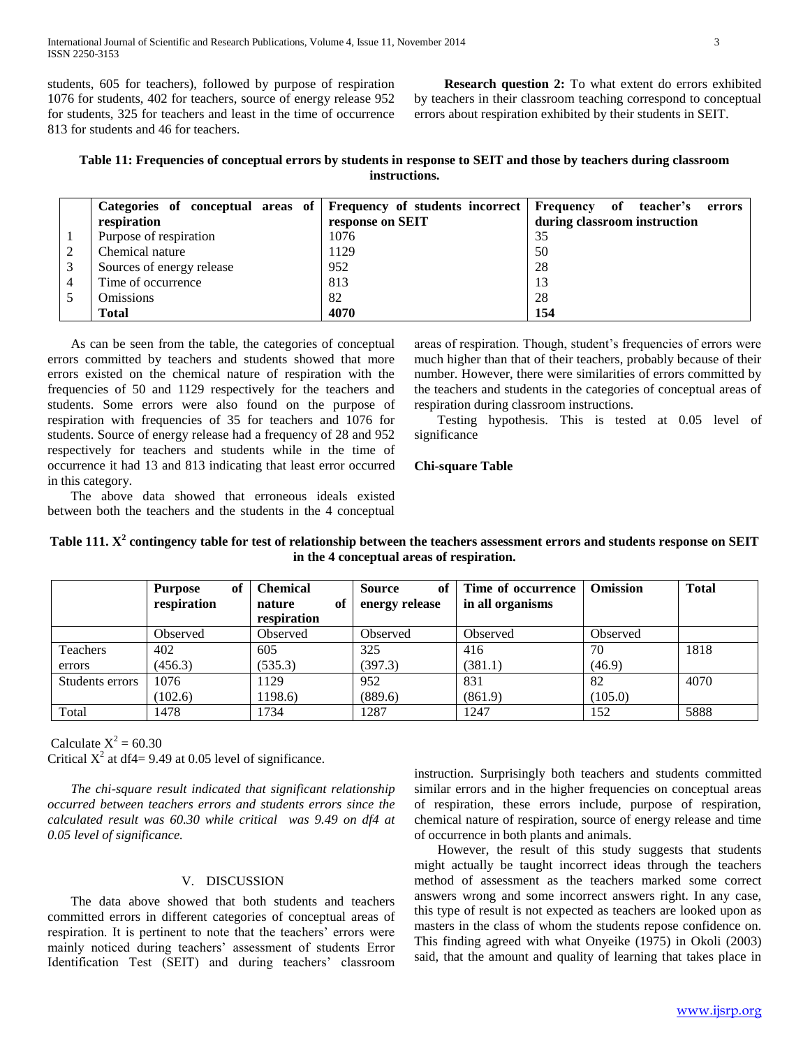students, 605 for teachers), followed by purpose of respiration 1076 for students, 402 for teachers, source of energy release 952 for students, 325 for teachers and least in the time of occurrence 813 for students and 46 for teachers.

**Research question 2:** To what extent do errors exhibited by teachers in their classroom teaching correspond to conceptual errors about respiration exhibited by their students in SEIT.

**Table 11: Frequencies of conceptual errors by students in response to SEIT and those by teachers during classroom instructions.**

| | Categories of conceptual areas of respiration | Frequency of students incorrect response on SEIT | Frequency of teacher's errors during classroom instruction |
|---|---|---|---|
| 1 | Purpose of respiration | 1076 | 35 |
| 2 | Chemical nature | 1129 | 50 |
| 3 | Sources of energy release | 952 | 28 |
| 4 | Time of occurrence | 813 | 13 |
| 5 | Omissions | 82 | 28 |
| | **Total** | **4070** | **154** |

As can be seen from the table, the categories of conceptual errors committed by teachers and students showed that more errors existed on the chemical nature of respiration with the frequencies of 50 and 1129 respectively for the teachers and students. Some errors were also found on the purpose of respiration with frequencies of 35 for teachers and 1076 for students. Source of energy release had a frequency of 28 and 952 respectively for teachers and students while in the time of occurrence it had 13 and 813 indicating that least error occurred in this category.

The above data showed that erroneous ideals existed between both the teachers and the students in the 4 conceptual areas of respiration. Though, student's frequencies of errors were much higher than that of their teachers, probably because of their number. However, there were similarities of errors committed by the teachers and students in the categories of conceptual areas of respiration during classroom instructions.

Testing hypothesis. This is tested at 0.05 level of significance

**Chi-square Table**

**Table 111. $X^2$ contingency table for test of relationship between the teachers assessment errors and students response on SEIT in the 4 conceptual areas of respiration.**

| | Purpose of respiration | Chemical nature of respiration | Source of energy release | Time of occurrence in all organisms | Omission | Total |
|---|---|---|---|---|---|---|
| | Observed | Observed | Observed | Observed | Observed | |
| Teachers errors | 402 (456.3) | 605 (535.3) | 325 (397.3) | 416 (381.1) | 70 (46.9) | 1818 |
| Students errors | 1076 (102.6) | 1129 1198.6) | 952 (889.6) | 831 (861.9) | 82 (105.0) | 4070 |
| Total | 1478 | 1734 | 1287 | 1247 | 152 | 5888 |

Calculate $X^2 = 60.30$
Critical $X^2$ at df4= 9.49 at 0.05 level of significance.

*The chi-square result indicated that significant relationship occurred between teachers errors and students errors since the calculated result was 60.30 while critical was 9.49 on df4 at 0.05 level of significance.*

## V. DISCUSSION

The data above showed that both students and teachers committed errors in different categories of conceptual areas of respiration. It is pertinent to note that the teachers' errors were mainly noticed during teachers' assessment of students Error Identification Test (SEIT) and during teachers' classroom instruction. Surprisingly both teachers and students committed similar errors and in the higher frequencies on conceptual areas of respiration, these errors include, purpose of respiration, chemical nature of respiration, source of energy release and time of occurrence in both plants and animals.

However, the result of this study suggests that students might actually be taught incorrect ideas through the teachers method of assessment as the teachers marked some correct answers wrong and some incorrect answers right. In any case, this type of result is not expected as teachers are looked upon as masters in the class of whom the students repose confidence on. This finding agreed with what Onyeike (1975) in Okoli (2003) said, that the amount and quality of learning that takes place in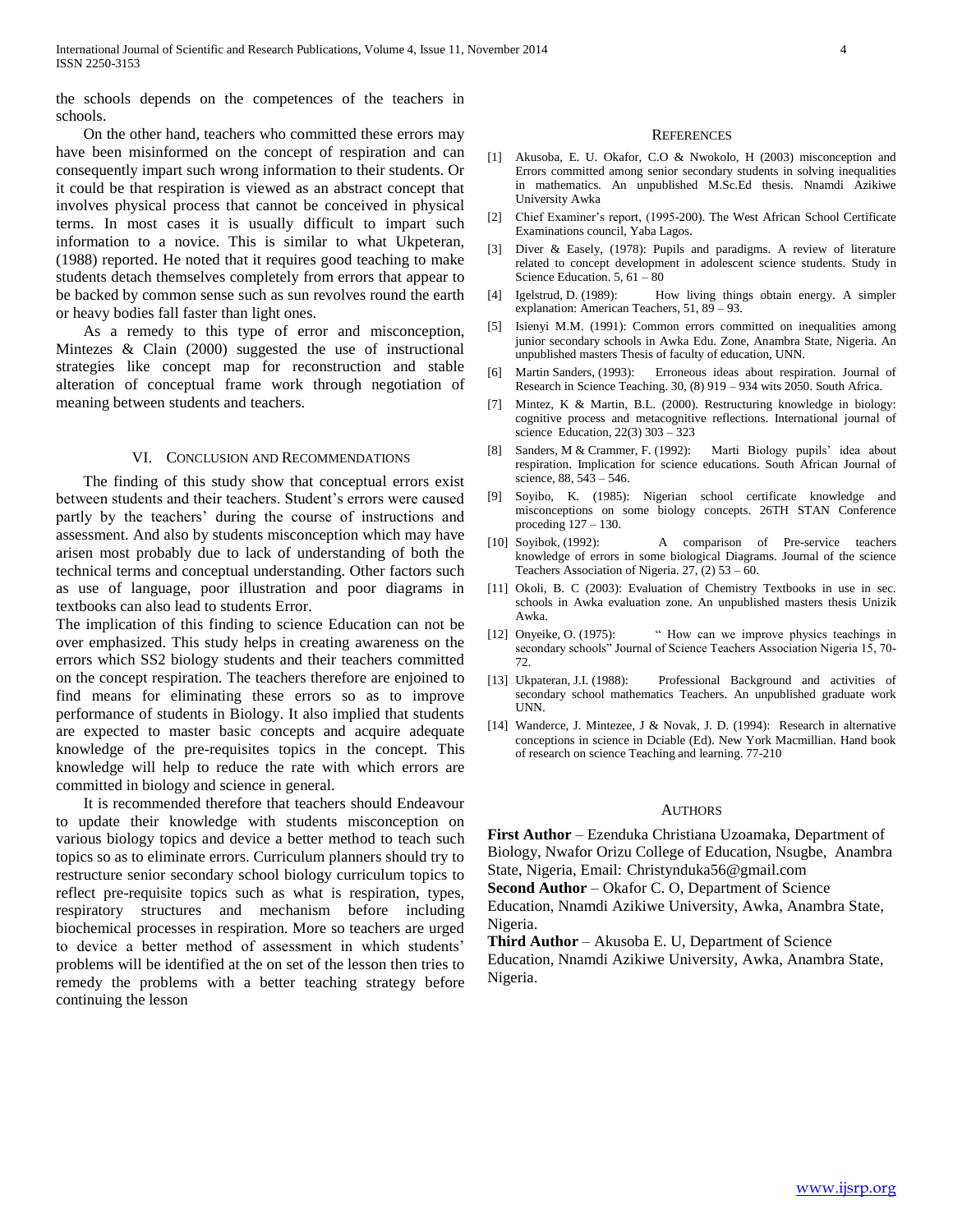the schools depends on the competences of the teachers in schools.

On the other hand, teachers who committed these errors may have been misinformed on the concept of respiration and can consequently impart such wrong information to their students. Or it could be that respiration is viewed as an abstract concept that involves physical process that cannot be conceived in physical terms. In most cases it is usually difficult to impart such information to a novice. This is similar to what Ukpeteran, (1988) reported. He noted that it requires good teaching to make students detach themselves completely from errors that appear to be backed by common sense such as sun revolves round the earth or heavy bodies fall faster than light ones.

As a remedy to this type of error and misconception, Mintezes & Clain (2000) suggested the use of instructional strategies like concept map for reconstruction and stable alteration of conceptual frame work through negotiation of meaning between students and teachers.

## VI. Conclusion and Recommendations

The finding of this study show that conceptual errors exist between students and their teachers. Student's errors were caused partly by the teachers' during the course of instructions and assessment. And also by students misconception which may have arisen most probably due to lack of understanding of both the technical terms and conceptual understanding. Other factors such as use of language, poor illustration and poor diagrams in textbooks can also lead to students Error.

The implication of this finding to science Education can not be over emphasized. This study helps in creating awareness on the errors which SS2 biology students and their teachers committed on the concept respiration. The teachers therefore are enjoined to find means for eliminating these errors so as to improve performance of students in Biology. It also implied that students are expected to master basic concepts and acquire adequate knowledge of the pre-requisites topics in the concept. This knowledge will help to reduce the rate with which errors are committed in biology and science in general.

It is recommended therefore that teachers should Endeavour to update their knowledge with students misconception on various biology topics and device a better method to teach such topics so as to eliminate errors. Curriculum planners should try to restructure senior secondary school biology curriculum topics to reflect pre-requisite topics such as what is respiration, types, respiratory structures and mechanism before including biochemical processes in respiration. More so teachers are urged to device a better method of assessment in which students' problems will be identified at the on set of the lesson then tries to remedy the problems with a better teaching strategy before continuing the lesson

## References

[1] Akusoba, E. U. Okafor, C.O & Nwokolo, H (2003) misconception and Errors committed among senior secondary students in solving inequalities in mathematics. An unpublished M.Sc.Ed thesis. Nnamdi Azikiwe University Awka

[2] Chief Examiner's report, (1995-200). The West African School Certificate Examinations council, Yaba Lagos.

[3] Diver & Easely, (1978): Pupils and paradigms. A review of literature related to concept development in adolescent science students. Study in Science Education. 5, 61 – 80

[4] Igelstrud, D. (1989): How living things obtain energy. A simpler explanation: American Teachers, 51, 89 – 93.

[5] Isienyi M.M. (1991): Common errors committed on inequalities among junior secondary schools in Awka Edu. Zone, Anambra State, Nigeria. An unpublished masters Thesis of faculty of education, UNN.

[6] Martin Sanders, (1993): Erroneous ideas about respiration. Journal of Research in Science Teaching. 30, (8) 919 – 934 wits 2050. South Africa.

[7] Mintez, K & Martin, B.L. (2000). Restructuring knowledge in biology: cognitive process and metacognitive reflections. International journal of science Education, 22(3) 303 – 323

[8] Sanders, M & Crammer, F. (1992): Marti Biology pupils' idea about respiration. Implication for science educations. South African Journal of science, 88, 543 – 546.

[9] Soyibo, K. (1985): Nigerian school certificate knowledge and misconceptions on some biology concepts. 26TH STAN Conference proceding 127 – 130.

[10] Soyibok, (1992): A comparison of Pre-service teachers knowledge of errors in some biological Diagrams. Journal of the science Teachers Association of Nigeria. 27, (2) 53 – 60.

[11] Okoli, B. C (2003): Evaluation of Chemistry Textbooks in use in sec. schools in Awka evaluation zone. An unpublished masters thesis Unizik Awka.

[12] Onyeike, O. (1975): " How can we improve physics teachings in secondary schools" Journal of Science Teachers Association Nigeria 15, 70-72.

[13] Ukpateran, J.I. (1988): Professional Background and activities of secondary school mathematics Teachers. An unpublished graduate work UNN.

[14] Wanderce, J. Mintezee, J & Novak, J. D. (1994): Research in alternative conceptions in science in Dciable (Ed). New York Macmillian. Hand book of research on science Teaching and learning. 77-210

## Authors

**First Author** – Ezenduka Christiana Uzoamaka, Department of Biology, Nwafor Orizu College of Education, Nsugbe, Anambra State, Nigeria, Email: Christynduka56@gmail.com

**Second Author** – Okafor C. O, Department of Science Education, Nnamdi Azikiwe University, Awka, Anambra State, Nigeria.

**Third Author** – Akusoba E. U, Department of Science Education, Nnamdi Azikiwe University, Awka, Anambra State, Nigeria.